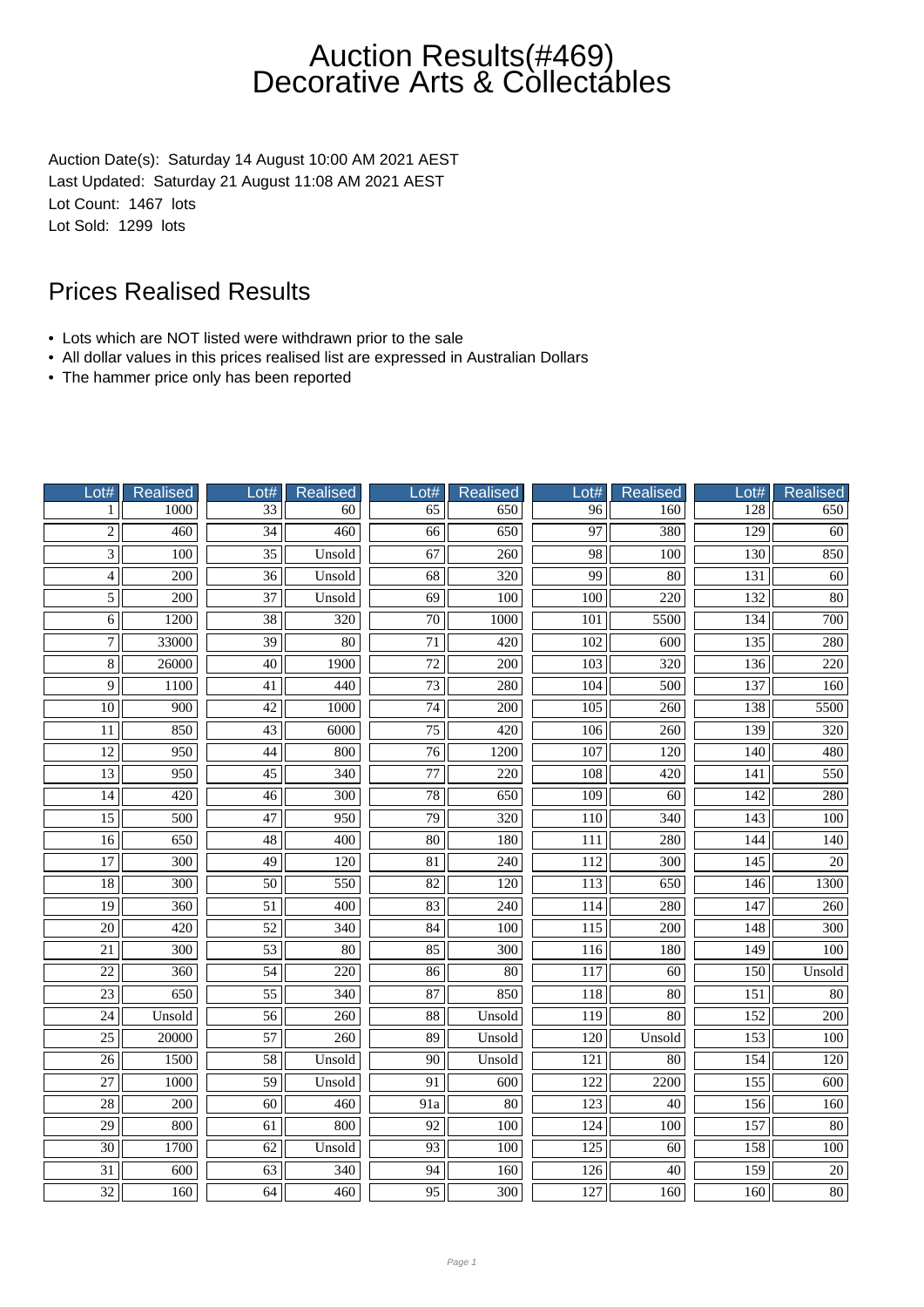# Auction Results(#469)
# Decorative Arts & Collectables

Auction Date(s): Saturday 14 August 10:00 AM 2021 AEST
Last Updated: Saturday 21 August 11:08 AM 2021 AEST
Lot Count: 1467 lots
Lot Sold: 1299 lots

## Prices Realised Results

- Lots which are NOT listed were withdrawn prior to the sale
- All dollar values in this prices realised list are expressed in Australian Dollars
- The hammer price only has been reported

| Lot# | Realised | Lot# | Realised | Lot# | Realised | Lot# | Realised | Lot# | Realised |
|---|---|---|---|---|---|---|---|---|---|
| 1 | 1000 | 33 | 60 | 65 | 650 | 96 | 160 | 128 | 650 |
| 2 | 460 | 34 | 460 | 66 | 650 | 97 | 380 | 129 | 60 |
| 3 | 100 | 35 | Unsold | 67 | 260 | 98 | 100 | 130 | 850 |
| 4 | 200 | 36 | Unsold | 68 | 320 | 99 | 80 | 131 | 60 |
| 5 | 200 | 37 | Unsold | 69 | 100 | 100 | 220 | 132 | 80 |
| 6 | 1200 | 38 | 320 | 70 | 1000 | 101 | 5500 | 134 | 700 |
| 7 | 33000 | 39 | 80 | 71 | 420 | 102 | 600 | 135 | 280 |
| 8 | 26000 | 40 | 1900 | 72 | 200 | 103 | 320 | 136 | 220 |
| 9 | 1100 | 41 | 440 | 73 | 280 | 104 | 500 | 137 | 160 |
| 10 | 900 | 42 | 1000 | 74 | 200 | 105 | 260 | 138 | 5500 |
| 11 | 850 | 43 | 6000 | 75 | 420 | 106 | 260 | 139 | 320 |
| 12 | 950 | 44 | 800 | 76 | 1200 | 107 | 120 | 140 | 480 |
| 13 | 950 | 45 | 340 | 77 | 220 | 108 | 420 | 141 | 550 |
| 14 | 420 | 46 | 300 | 78 | 650 | 109 | 60 | 142 | 280 |
| 15 | 500 | 47 | 950 | 79 | 320 | 110 | 340 | 143 | 100 |
| 16 | 650 | 48 | 400 | 80 | 180 | 111 | 280 | 144 | 140 |
| 17 | 300 | 49 | 120 | 81 | 240 | 112 | 300 | 145 | 20 |
| 18 | 300 | 50 | 550 | 82 | 120 | 113 | 650 | 146 | 1300 |
| 19 | 360 | 51 | 400 | 83 | 240 | 114 | 280 | 147 | 260 |
| 20 | 420 | 52 | 340 | 84 | 100 | 115 | 200 | 148 | 300 |
| 21 | 300 | 53 | 80 | 85 | 300 | 116 | 180 | 149 | 100 |
| 22 | 360 | 54 | 220 | 86 | 80 | 117 | 60 | 150 | Unsold |
| 23 | 650 | 55 | 340 | 87 | 850 | 118 | 80 | 151 | 80 |
| 24 | Unsold | 56 | 260 | 88 | Unsold | 119 | 80 | 152 | 200 |
| 25 | 20000 | 57 | 260 | 89 | Unsold | 120 | Unsold | 153 | 100 |
| 26 | 1500 | 58 | Unsold | 90 | Unsold | 121 | 80 | 154 | 120 |
| 27 | 1000 | 59 | Unsold | 91 | 600 | 122 | 2200 | 155 | 600 |
| 28 | 200 | 60 | 460 | 91a | 80 | 123 | 40 | 156 | 160 |
| 29 | 800 | 61 | 800 | 92 | 100 | 124 | 100 | 157 | 80 |
| 30 | 1700 | 62 | Unsold | 93 | 100 | 125 | 60 | 158 | 100 |
| 31 | 600 | 63 | 340 | 94 | 160 | 126 | 40 | 159 | 20 |
| 32 | 160 | 64 | 460 | 95 | 300 | 127 | 160 | 160 | 80 |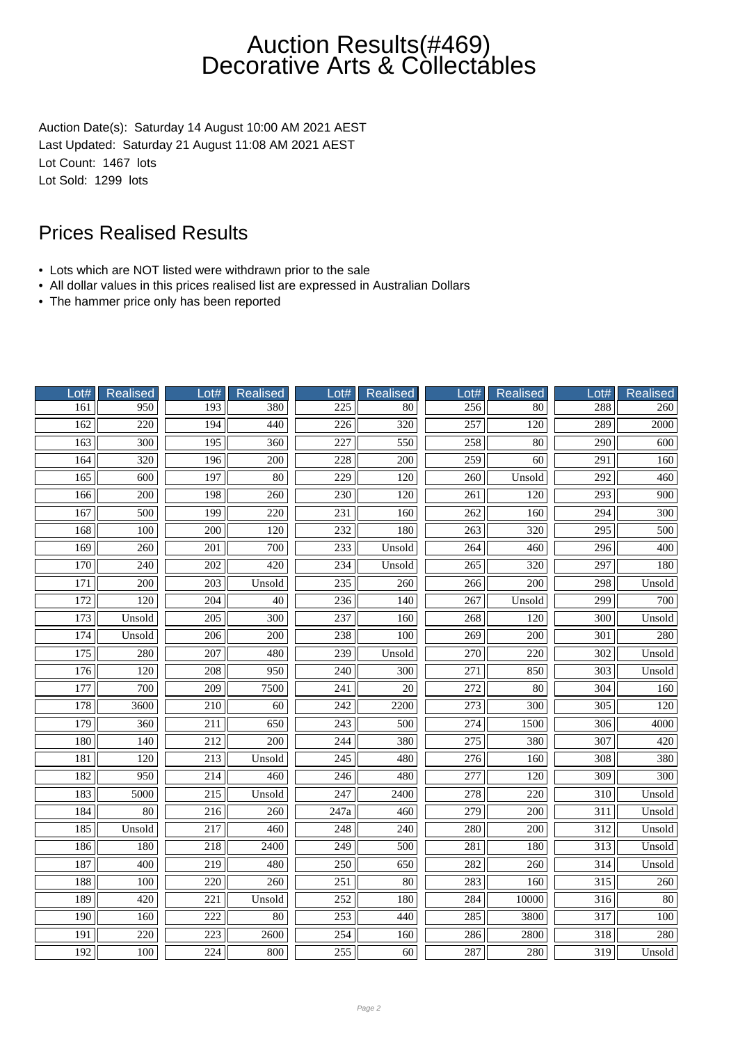# Auction Results(#469) Decorative Arts & Collectables

Auction Date(s): Saturday 14 August 10:00 AM 2021 AEST
Last Updated: Saturday 21 August 11:08 AM 2021 AEST
Lot Count: 1467 lots
Lot Sold: 1299 lots

## Prices Realised Results

- Lots which are NOT listed were withdrawn prior to the sale
- All dollar values in this prices realised list are expressed in Australian Dollars
- The hammer price only has been reported

| Lot# | Realised | Lot# | Realised | Lot# | Realised | Lot# | Realised | Lot# | Realised |
|---|---|---|---|---|---|---|---|---|---|
| 161 | 950 | 193 | 380 | 225 | 80 | 256 | 80 | 288 | 260 |
| 162 | 220 | 194 | 440 | 226 | 320 | 257 | 120 | 289 | 2000 |
| 163 | 300 | 195 | 360 | 227 | 550 | 258 | 80 | 290 | 600 |
| 164 | 320 | 196 | 200 | 228 | 200 | 259 | 60 | 291 | 160 |
| 165 | 600 | 197 | 80 | 229 | 120 | 260 | Unsold | 292 | 460 |
| 166 | 200 | 198 | 260 | 230 | 120 | 261 | 120 | 293 | 900 |
| 167 | 500 | 199 | 220 | 231 | 160 | 262 | 160 | 294 | 300 |
| 168 | 100 | 200 | 120 | 232 | 180 | 263 | 320 | 295 | 500 |
| 169 | 260 | 201 | 700 | 233 | Unsold | 264 | 460 | 296 | 400 |
| 170 | 240 | 202 | 420 | 234 | Unsold | 265 | 320 | 297 | 180 |
| 171 | 200 | 203 | Unsold | 235 | 260 | 266 | 200 | 298 | Unsold |
| 172 | 120 | 204 | 40 | 236 | 140 | 267 | Unsold | 299 | 700 |
| 173 | Unsold | 205 | 300 | 237 | 160 | 268 | 120 | 300 | Unsold |
| 174 | Unsold | 206 | 200 | 238 | 100 | 269 | 200 | 301 | 280 |
| 175 | 280 | 207 | 480 | 239 | Unsold | 270 | 220 | 302 | Unsold |
| 176 | 120 | 208 | 950 | 240 | 300 | 271 | 850 | 303 | Unsold |
| 177 | 700 | 209 | 7500 | 241 | 20 | 272 | 80 | 304 | 160 |
| 178 | 3600 | 210 | 60 | 242 | 2200 | 273 | 300 | 305 | 120 |
| 179 | 360 | 211 | 650 | 243 | 500 | 274 | 1500 | 306 | 4000 |
| 180 | 140 | 212 | 200 | 244 | 380 | 275 | 380 | 307 | 420 |
| 181 | 120 | 213 | Unsold | 245 | 480 | 276 | 160 | 308 | 380 |
| 182 | 950 | 214 | 460 | 246 | 480 | 277 | 120 | 309 | 300 |
| 183 | 5000 | 215 | Unsold | 247 | 2400 | 278 | 220 | 310 | Unsold |
| 184 | 80 | 216 | 260 | 247a | 460 | 279 | 200 | 311 | Unsold |
| 185 | Unsold | 217 | 460 | 248 | 240 | 280 | 200 | 312 | Unsold |
| 186 | 180 | 218 | 2400 | 249 | 500 | 281 | 180 | 313 | Unsold |
| 187 | 400 | 219 | 480 | 250 | 650 | 282 | 260 | 314 | Unsold |
| 188 | 100 | 220 | 260 | 251 | 80 | 283 | 160 | 315 | 260 |
| 189 | 420 | 221 | Unsold | 252 | 180 | 284 | 10000 | 316 | 80 |
| 190 | 160 | 222 | 80 | 253 | 440 | 285 | 3800 | 317 | 100 |
| 191 | 220 | 223 | 2600 | 254 | 160 | 286 | 2800 | 318 | 280 |
| 192 | 100 | 224 | 800 | 255 | 60 | 287 | 280 | 319 | Unsold |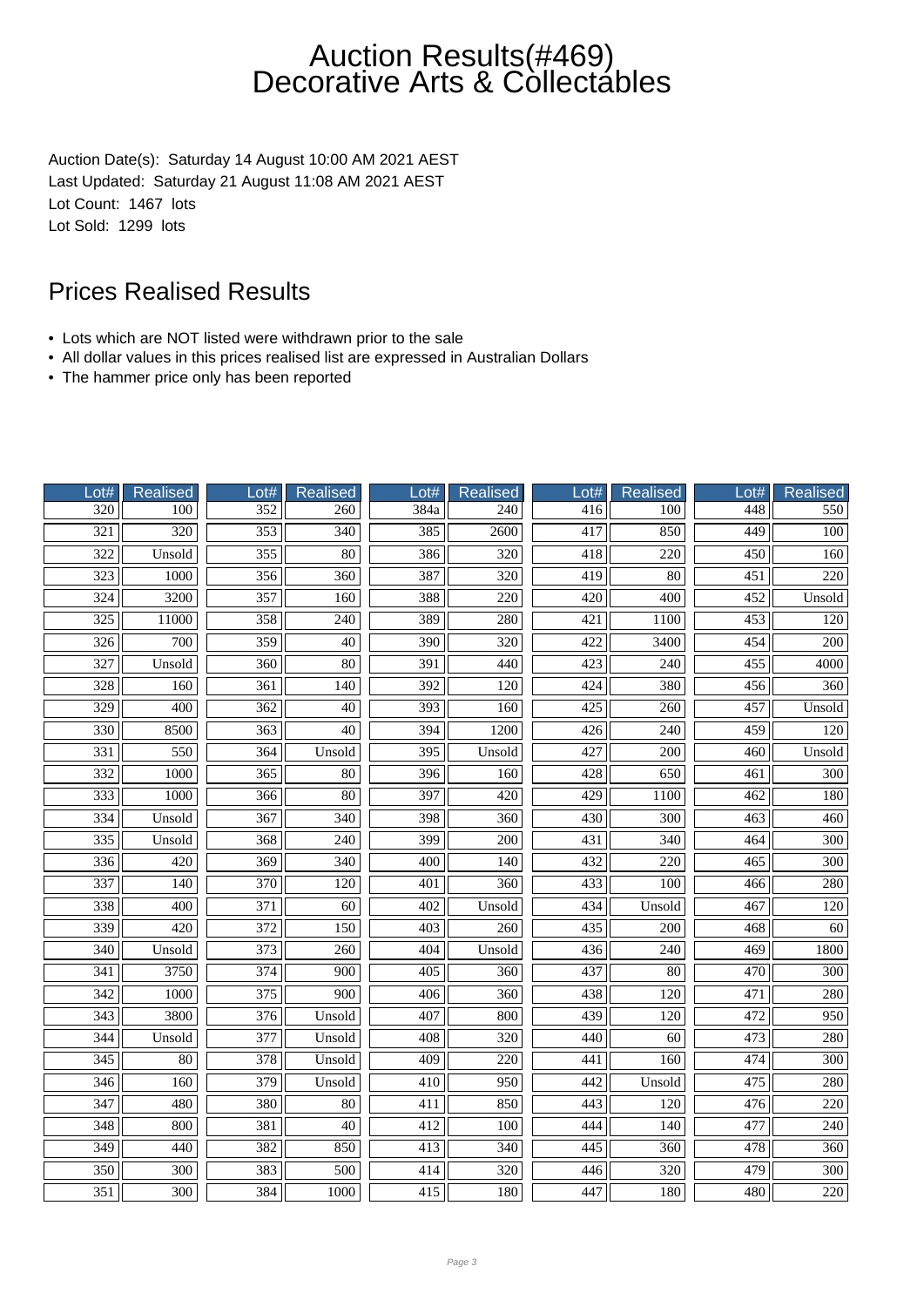# Auction Results(#469) Decorative Arts & Collectables

Auction Date(s): Saturday 14 August 10:00 AM 2021 AEST
Last Updated: Saturday 21 August 11:08 AM 2021 AEST
Lot Count: 1467 lots
Lot Sold: 1299 lots

## Prices Realised Results

- Lots which are NOT listed were withdrawn prior to the sale
- All dollar values in this prices realised list are expressed in Australian Dollars
- The hammer price only has been reported

| Lot# | Realised | Lot# | Realised | Lot# | Realised | Lot# | Realised | Lot# | Realised |
|---|---|---|---|---|---|---|---|---|---|
| 320 | 100 | 352 | 260 | 384a | 240 | 416 | 100 | 448 | 550 |
| 321 | 320 | 353 | 340 | 385 | 2600 | 417 | 850 | 449 | 100 |
| 322 | Unsold | 355 | 80 | 386 | 320 | 418 | 220 | 450 | 160 |
| 323 | 1000 | 356 | 360 | 387 | 320 | 419 | 80 | 451 | 220 |
| 324 | 3200 | 357 | 160 | 388 | 220 | 420 | 400 | 452 | Unsold |
| 325 | 11000 | 358 | 240 | 389 | 280 | 421 | 1100 | 453 | 120 |
| 326 | 700 | 359 | 40 | 390 | 320 | 422 | 3400 | 454 | 200 |
| 327 | Unsold | 360 | 80 | 391 | 440 | 423 | 240 | 455 | 4000 |
| 328 | 160 | 361 | 140 | 392 | 120 | 424 | 380 | 456 | 360 |
| 329 | 400 | 362 | 40 | 393 | 160 | 425 | 260 | 457 | Unsold |
| 330 | 8500 | 363 | 40 | 394 | 1200 | 426 | 240 | 459 | 120 |
| 331 | 550 | 364 | Unsold | 395 | Unsold | 427 | 200 | 460 | Unsold |
| 332 | 1000 | 365 | 80 | 396 | 160 | 428 | 650 | 461 | 300 |
| 333 | 1000 | 366 | 80 | 397 | 420 | 429 | 1100 | 462 | 180 |
| 334 | Unsold | 367 | 340 | 398 | 360 | 430 | 300 | 463 | 460 |
| 335 | Unsold | 368 | 240 | 399 | 200 | 431 | 340 | 464 | 300 |
| 336 | 420 | 369 | 340 | 400 | 140 | 432 | 220 | 465 | 300 |
| 337 | 140 | 370 | 120 | 401 | 360 | 433 | 100 | 466 | 280 |
| 338 | 400 | 371 | 60 | 402 | Unsold | 434 | Unsold | 467 | 120 |
| 339 | 420 | 372 | 150 | 403 | 260 | 435 | 200 | 468 | 60 |
| 340 | Unsold | 373 | 260 | 404 | Unsold | 436 | 240 | 469 | 1800 |
| 341 | 3750 | 374 | 900 | 405 | 360 | 437 | 80 | 470 | 300 |
| 342 | 1000 | 375 | 900 | 406 | 360 | 438 | 120 | 471 | 280 |
| 343 | 3800 | 376 | Unsold | 407 | 800 | 439 | 120 | 472 | 950 |
| 344 | Unsold | 377 | Unsold | 408 | 320 | 440 | 60 | 473 | 280 |
| 345 | 80 | 378 | Unsold | 409 | 220 | 441 | 160 | 474 | 300 |
| 346 | 160 | 379 | Unsold | 410 | 950 | 442 | Unsold | 475 | 280 |
| 347 | 480 | 380 | 80 | 411 | 850 | 443 | 120 | 476 | 220 |
| 348 | 800 | 381 | 40 | 412 | 100 | 444 | 140 | 477 | 240 |
| 349 | 440 | 382 | 850 | 413 | 340 | 445 | 360 | 478 | 360 |
| 350 | 300 | 383 | 500 | 414 | 320 | 446 | 320 | 479 | 300 |
| 351 | 300 | 384 | 1000 | 415 | 180 | 447 | 180 | 480 | 220 |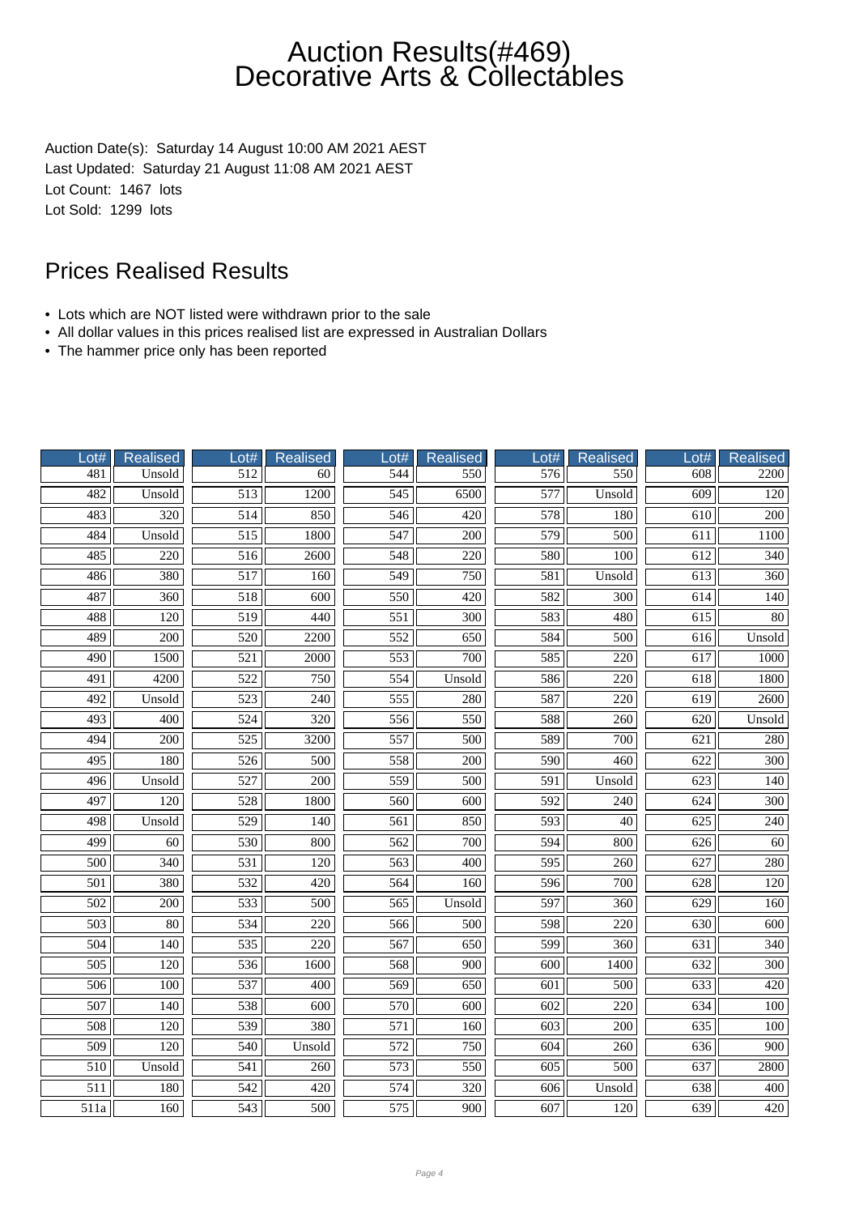# Auction Results(#469) Decorative Arts & Collectables

Auction Date(s): Saturday 14 August 10:00 AM 2021 AEST
Last Updated: Saturday 21 August 11:08 AM 2021 AEST
Lot Count: 1467 lots
Lot Sold: 1299 lots

## Prices Realised Results

- Lots which are NOT listed were withdrawn prior to the sale
- All dollar values in this prices realised list are expressed in Australian Dollars
- The hammer price only has been reported

| Lot# | Realised | Lot# | Realised | Lot# | Realised | Lot# | Realised | Lot# | Realised |
|---|---|---|---|---|---|---|---|---|---|
| 481 | Unsold | 512 | 60 | 544 | 550 | 576 | 550 | 608 | 2200 |
| 482 | Unsold | 513 | 1200 | 545 | 6500 | 577 | Unsold | 609 | 120 |
| 483 | 320 | 514 | 850 | 546 | 420 | 578 | 180 | 610 | 200 |
| 484 | Unsold | 515 | 1800 | 547 | 200 | 579 | 500 | 611 | 1100 |
| 485 | 220 | 516 | 2600 | 548 | 220 | 580 | 100 | 612 | 340 |
| 486 | 380 | 517 | 160 | 549 | 750 | 581 | Unsold | 613 | 360 |
| 487 | 360 | 518 | 600 | 550 | 420 | 582 | 300 | 614 | 140 |
| 488 | 120 | 519 | 440 | 551 | 300 | 583 | 480 | 615 | 80 |
| 489 | 200 | 520 | 2200 | 552 | 650 | 584 | 500 | 616 | Unsold |
| 490 | 1500 | 521 | 2000 | 553 | 700 | 585 | 220 | 617 | 1000 |
| 491 | 4200 | 522 | 750 | 554 | Unsold | 586 | 220 | 618 | 1800 |
| 492 | Unsold | 523 | 240 | 555 | 280 | 587 | 220 | 619 | 2600 |
| 493 | 400 | 524 | 320 | 556 | 550 | 588 | 260 | 620 | Unsold |
| 494 | 200 | 525 | 3200 | 557 | 500 | 589 | 700 | 621 | 280 |
| 495 | 180 | 526 | 500 | 558 | 200 | 590 | 460 | 622 | 300 |
| 496 | Unsold | 527 | 200 | 559 | 500 | 591 | Unsold | 623 | 140 |
| 497 | 120 | 528 | 1800 | 560 | 600 | 592 | 240 | 624 | 300 |
| 498 | Unsold | 529 | 140 | 561 | 850 | 593 | 40 | 625 | 240 |
| 499 | 60 | 530 | 800 | 562 | 700 | 594 | 800 | 626 | 60 |
| 500 | 340 | 531 | 120 | 563 | 400 | 595 | 260 | 627 | 280 |
| 501 | 380 | 532 | 420 | 564 | 160 | 596 | 700 | 628 | 120 |
| 502 | 200 | 533 | 500 | 565 | Unsold | 597 | 360 | 629 | 160 |
| 503 | 80 | 534 | 220 | 566 | 500 | 598 | 220 | 630 | 600 |
| 504 | 140 | 535 | 220 | 567 | 650 | 599 | 360 | 631 | 340 |
| 505 | 120 | 536 | 1600 | 568 | 900 | 600 | 1400 | 632 | 300 |
| 506 | 100 | 537 | 400 | 569 | 650 | 601 | 500 | 633 | 420 |
| 507 | 140 | 538 | 600 | 570 | 600 | 602 | 220 | 634 | 100 |
| 508 | 120 | 539 | 380 | 571 | 160 | 603 | 200 | 635 | 100 |
| 509 | 120 | 540 | Unsold | 572 | 750 | 604 | 260 | 636 | 900 |
| 510 | Unsold | 541 | 260 | 573 | 550 | 605 | 500 | 637 | 2800 |
| 511 | 180 | 542 | 420 | 574 | 320 | 606 | Unsold | 638 | 400 |
| 511a | 160 | 543 | 500 | 575 | 900 | 607 | 120 | 639 | 420 |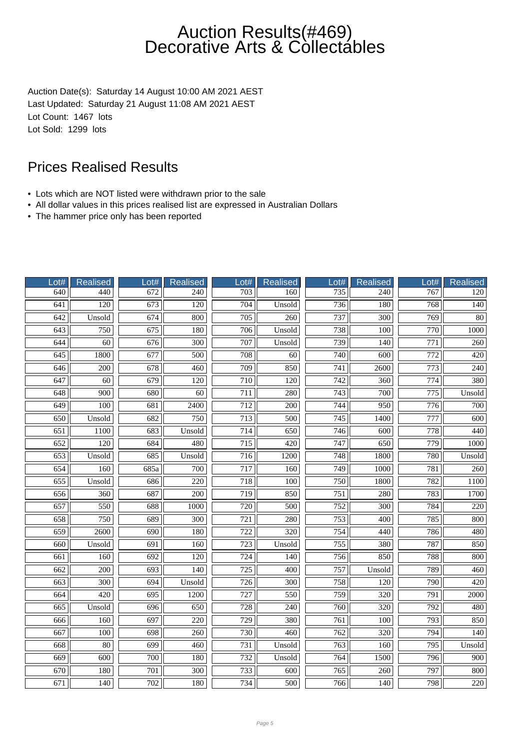# Auction Results(#469) Decorative Arts & Collectables

Auction Date(s): Saturday 14 August 10:00 AM 2021 AEST
Last Updated: Saturday 21 August 11:08 AM 2021 AEST
Lot Count: 1467 lots
Lot Sold: 1299 lots

## Prices Realised Results

- Lots which are NOT listed were withdrawn prior to the sale
- All dollar values in this prices realised list are expressed in Australian Dollars
- The hammer price only has been reported

| Lot# | Realised | Lot# | Realised | Lot# | Realised | Lot# | Realised | Lot# | Realised |
|---|---|---|---|---|---|---|---|---|---|
| 640 | 440 | 672 | 240 | 703 | 160 | 735 | 240 | 767 | 120 |
| 641 | 120 | 673 | 120 | 704 | Unsold | 736 | 180 | 768 | 140 |
| 642 | Unsold | 674 | 800 | 705 | 260 | 737 | 300 | 769 | 80 |
| 643 | 750 | 675 | 180 | 706 | Unsold | 738 | 100 | 770 | 1000 |
| 644 | 60 | 676 | 300 | 707 | Unsold | 739 | 140 | 771 | 260 |
| 645 | 1800 | 677 | 500 | 708 | 60 | 740 | 600 | 772 | 420 |
| 646 | 200 | 678 | 460 | 709 | 850 | 741 | 2600 | 773 | 240 |
| 647 | 60 | 679 | 120 | 710 | 120 | 742 | 360 | 774 | 380 |
| 648 | 900 | 680 | 60 | 711 | 280 | 743 | 700 | 775 | Unsold |
| 649 | 100 | 681 | 2400 | 712 | 200 | 744 | 950 | 776 | 700 |
| 650 | Unsold | 682 | 750 | 713 | 500 | 745 | 1400 | 777 | 600 |
| 651 | 1100 | 683 | Unsold | 714 | 650 | 746 | 600 | 778 | 440 |
| 652 | 120 | 684 | 480 | 715 | 420 | 747 | 650 | 779 | 1000 |
| 653 | Unsold | 685 | Unsold | 716 | 1200 | 748 | 1800 | 780 | Unsold |
| 654 | 160 | 685a | 700 | 717 | 160 | 749 | 1000 | 781 | 260 |
| 655 | Unsold | 686 | 220 | 718 | 100 | 750 | 1800 | 782 | 1100 |
| 656 | 360 | 687 | 200 | 719 | 850 | 751 | 280 | 783 | 1700 |
| 657 | 550 | 688 | 1000 | 720 | 500 | 752 | 300 | 784 | 220 |
| 658 | 750 | 689 | 300 | 721 | 280 | 753 | 400 | 785 | 800 |
| 659 | 2600 | 690 | 180 | 722 | 320 | 754 | 440 | 786 | 480 |
| 660 | Unsold | 691 | 160 | 723 | Unsold | 755 | 380 | 787 | 850 |
| 661 | 160 | 692 | 120 | 724 | 140 | 756 | 850 | 788 | 800 |
| 662 | 200 | 693 | 140 | 725 | 400 | 757 | Unsold | 789 | 460 |
| 663 | 300 | 694 | Unsold | 726 | 300 | 758 | 120 | 790 | 420 |
| 664 | 420 | 695 | 1200 | 727 | 550 | 759 | 320 | 791 | 2000 |
| 665 | Unsold | 696 | 650 | 728 | 240 | 760 | 320 | 792 | 480 |
| 666 | 160 | 697 | 220 | 729 | 380 | 761 | 100 | 793 | 850 |
| 667 | 100 | 698 | 260 | 730 | 460 | 762 | 320 | 794 | 140 |
| 668 | 80 | 699 | 460 | 731 | Unsold | 763 | 160 | 795 | Unsold |
| 669 | 600 | 700 | 180 | 732 | Unsold | 764 | 1500 | 796 | 900 |
| 670 | 180 | 701 | 300 | 733 | 600 | 765 | 260 | 797 | 800 |
| 671 | 140 | 702 | 180 | 734 | 500 | 766 | 140 | 798 | 220 |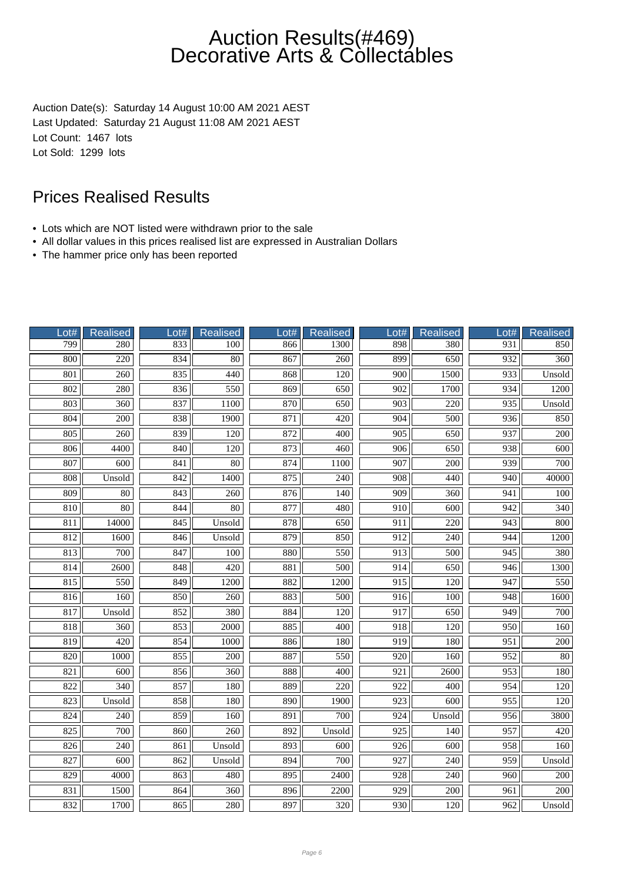# Auction Results(#469) Decorative Arts & Collectables

Auction Date(s): Saturday 14 August 10:00 AM 2021 AEST
Last Updated: Saturday 21 August 11:08 AM 2021 AEST
Lot Count: 1467 lots
Lot Sold: 1299 lots

## Prices Realised Results

- Lots which are NOT listed were withdrawn prior to the sale
- All dollar values in this prices realised list are expressed in Australian Dollars
- The hammer price only has been reported

| Lot# | Realised | Lot# | Realised | Lot# | Realised | Lot# | Realised | Lot# | Realised |
|---|---|---|---|---|---|---|---|---|---|
| 799 | 280 | 833 | 100 | 866 | 1300 | 898 | 380 | 931 | 850 |
| 800 | 220 | 834 | 80 | 867 | 260 | 899 | 650 | 932 | 360 |
| 801 | 260 | 835 | 440 | 868 | 120 | 900 | 1500 | 933 | Unsold |
| 802 | 280 | 836 | 550 | 869 | 650 | 902 | 1700 | 934 | 1200 |
| 803 | 360 | 837 | 1100 | 870 | 650 | 903 | 220 | 935 | Unsold |
| 804 | 200 | 838 | 1900 | 871 | 420 | 904 | 500 | 936 | 850 |
| 805 | 260 | 839 | 120 | 872 | 400 | 905 | 650 | 937 | 200 |
| 806 | 4400 | 840 | 120 | 873 | 460 | 906 | 650 | 938 | 600 |
| 807 | 600 | 841 | 80 | 874 | 1100 | 907 | 200 | 939 | 700 |
| 808 | Unsold | 842 | 1400 | 875 | 240 | 908 | 440 | 940 | 40000 |
| 809 | 80 | 843 | 260 | 876 | 140 | 909 | 360 | 941 | 100 |
| 810 | 80 | 844 | 80 | 877 | 480 | 910 | 600 | 942 | 340 |
| 811 | 14000 | 845 | Unsold | 878 | 650 | 911 | 220 | 943 | 800 |
| 812 | 1600 | 846 | Unsold | 879 | 850 | 912 | 240 | 944 | 1200 |
| 813 | 700 | 847 | 100 | 880 | 550 | 913 | 500 | 945 | 380 |
| 814 | 2600 | 848 | 420 | 881 | 500 | 914 | 650 | 946 | 1300 |
| 815 | 550 | 849 | 1200 | 882 | 1200 | 915 | 120 | 947 | 550 |
| 816 | 160 | 850 | 260 | 883 | 500 | 916 | 100 | 948 | 1600 |
| 817 | Unsold | 852 | 380 | 884 | 120 | 917 | 650 | 949 | 700 |
| 818 | 360 | 853 | 2000 | 885 | 400 | 918 | 120 | 950 | 160 |
| 819 | 420 | 854 | 1000 | 886 | 180 | 919 | 180 | 951 | 200 |
| 820 | 1000 | 855 | 200 | 887 | 550 | 920 | 160 | 952 | 80 |
| 821 | 600 | 856 | 360 | 888 | 400 | 921 | 2600 | 953 | 180 |
| 822 | 340 | 857 | 180 | 889 | 220 | 922 | 400 | 954 | 120 |
| 823 | Unsold | 858 | 180 | 890 | 1900 | 923 | 600 | 955 | 120 |
| 824 | 240 | 859 | 160 | 891 | 700 | 924 | Unsold | 956 | 3800 |
| 825 | 700 | 860 | 260 | 892 | Unsold | 925 | 140 | 957 | 420 |
| 826 | 240 | 861 | Unsold | 893 | 600 | 926 | 600 | 958 | 160 |
| 827 | 600 | 862 | Unsold | 894 | 700 | 927 | 240 | 959 | Unsold |
| 829 | 4000 | 863 | 480 | 895 | 2400 | 928 | 240 | 960 | 200 |
| 831 | 1500 | 864 | 360 | 896 | 2200 | 929 | 200 | 961 | 200 |
| 832 | 1700 | 865 | 280 | 897 | 320 | 930 | 120 | 962 | Unsold |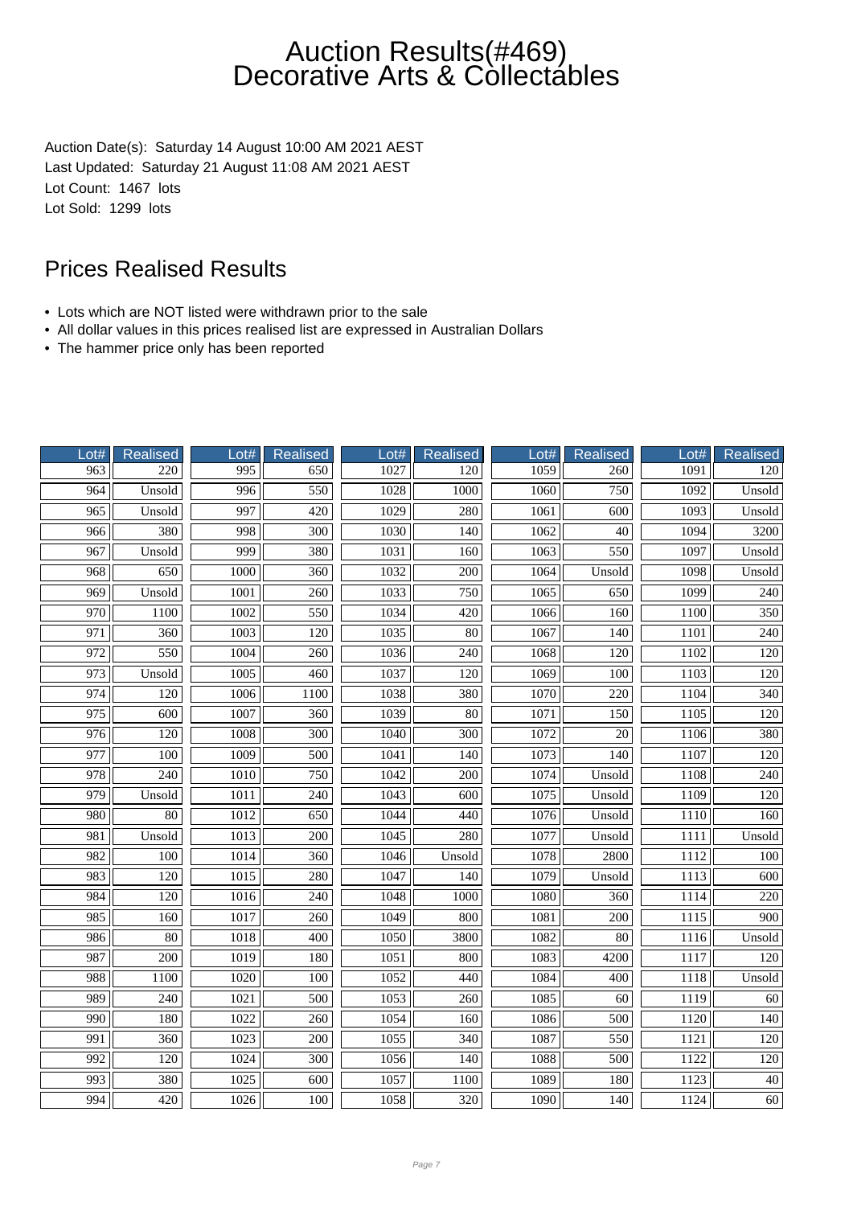# Auction Results(#469) Decorative Arts & Collectables

Auction Date(s): Saturday 14 August 10:00 AM 2021 AEST
Last Updated: Saturday 21 August 11:08 AM 2021 AEST
Lot Count: 1467 lots
Lot Sold: 1299 lots

## Prices Realised Results

- Lots which are NOT listed were withdrawn prior to the sale
- All dollar values in this prices realised list are expressed in Australian Dollars
- The hammer price only has been reported

| Lot# | Realised | Lot# | Realised | Lot# | Realised | Lot# | Realised | Lot# | Realised |
|---|---|---|---|---|---|---|---|---|---|
| 963 | 220 | 995 | 650 | 1027 | 120 | 1059 | 260 | 1091 | 120 |
| 964 | Unsold | 996 | 550 | 1028 | 1000 | 1060 | 750 | 1092 | Unsold |
| 965 | Unsold | 997 | 420 | 1029 | 280 | 1061 | 600 | 1093 | Unsold |
| 966 | 380 | 998 | 300 | 1030 | 140 | 1062 | 40 | 1094 | 3200 |
| 967 | Unsold | 999 | 380 | 1031 | 160 | 1063 | 550 | 1097 | Unsold |
| 968 | 650 | 1000 | 360 | 1032 | 200 | 1064 | Unsold | 1098 | Unsold |
| 969 | Unsold | 1001 | 260 | 1033 | 750 | 1065 | 650 | 1099 | 240 |
| 970 | 1100 | 1002 | 550 | 1034 | 420 | 1066 | 160 | 1100 | 350 |
| 971 | 360 | 1003 | 120 | 1035 | 80 | 1067 | 140 | 1101 | 240 |
| 972 | 550 | 1004 | 260 | 1036 | 240 | 1068 | 120 | 1102 | 120 |
| 973 | Unsold | 1005 | 460 | 1037 | 120 | 1069 | 100 | 1103 | 120 |
| 974 | 120 | 1006 | 1100 | 1038 | 380 | 1070 | 220 | 1104 | 340 |
| 975 | 600 | 1007 | 360 | 1039 | 80 | 1071 | 150 | 1105 | 120 |
| 976 | 120 | 1008 | 300 | 1040 | 300 | 1072 | 20 | 1106 | 380 |
| 977 | 100 | 1009 | 500 | 1041 | 140 | 1073 | 140 | 1107 | 120 |
| 978 | 240 | 1010 | 750 | 1042 | 200 | 1074 | Unsold | 1108 | 240 |
| 979 | Unsold | 1011 | 240 | 1043 | 600 | 1075 | Unsold | 1109 | 120 |
| 980 | 80 | 1012 | 650 | 1044 | 440 | 1076 | Unsold | 1110 | 160 |
| 981 | Unsold | 1013 | 200 | 1045 | 280 | 1077 | Unsold | 1111 | Unsold |
| 982 | 100 | 1014 | 360 | 1046 | Unsold | 1078 | 2800 | 1112 | 100 |
| 983 | 120 | 1015 | 280 | 1047 | 140 | 1079 | Unsold | 1113 | 600 |
| 984 | 120 | 1016 | 240 | 1048 | 1000 | 1080 | 360 | 1114 | 220 |
| 985 | 160 | 1017 | 260 | 1049 | 800 | 1081 | 200 | 1115 | 900 |
| 986 | 80 | 1018 | 400 | 1050 | 3800 | 1082 | 80 | 1116 | Unsold |
| 987 | 200 | 1019 | 180 | 1051 | 800 | 1083 | 4200 | 1117 | 120 |
| 988 | 1100 | 1020 | 100 | 1052 | 440 | 1084 | 400 | 1118 | Unsold |
| 989 | 240 | 1021 | 500 | 1053 | 260 | 1085 | 60 | 1119 | 60 |
| 990 | 180 | 1022 | 260 | 1054 | 160 | 1086 | 500 | 1120 | 140 |
| 991 | 360 | 1023 | 200 | 1055 | 340 | 1087 | 550 | 1121 | 120 |
| 992 | 120 | 1024 | 300 | 1056 | 140 | 1088 | 500 | 1122 | 120 |
| 993 | 380 | 1025 | 600 | 1057 | 1100 | 1089 | 180 | 1123 | 40 |
| 994 | 420 | 1026 | 100 | 1058 | 320 | 1090 | 140 | 1124 | 60 |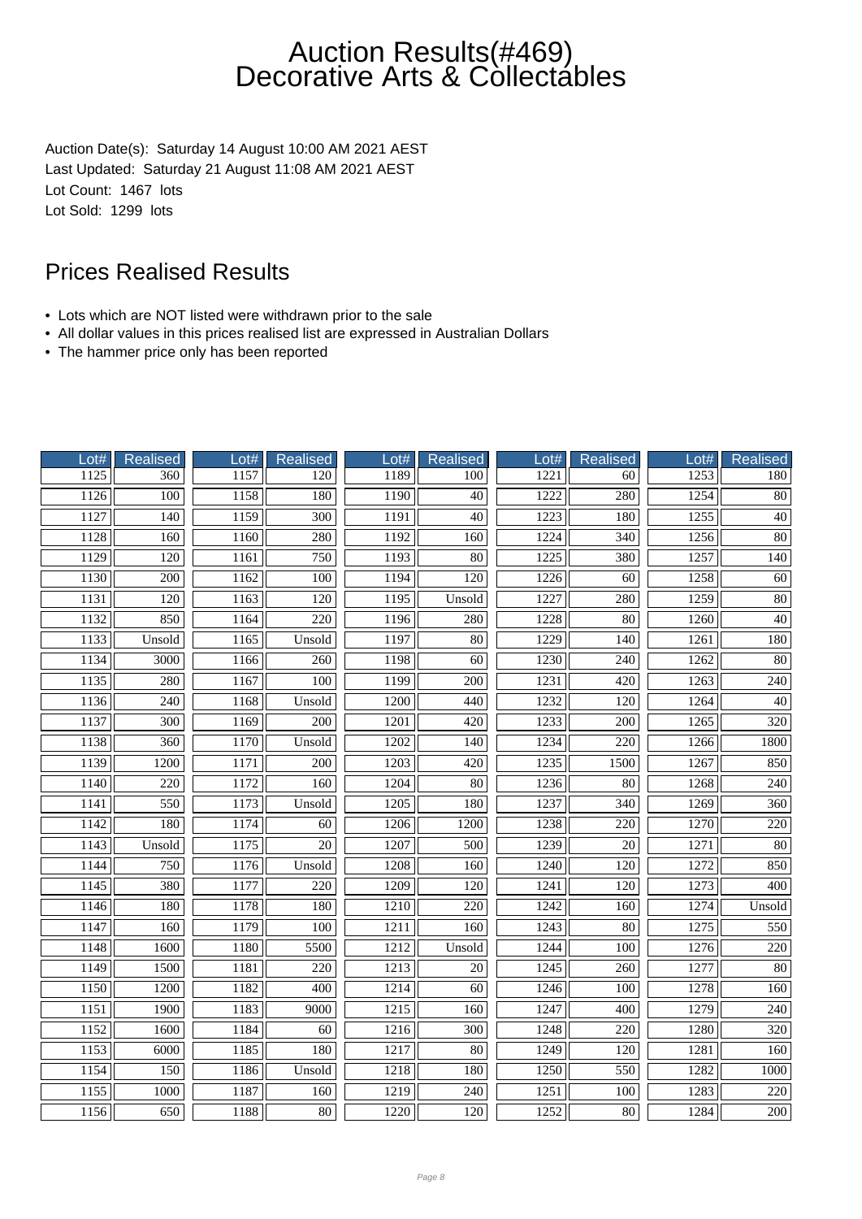# Auction Results(#469) Decorative Arts & Collectables

Auction Date(s): Saturday 14 August 10:00 AM 2021 AEST
Last Updated: Saturday 21 August 11:08 AM 2021 AEST
Lot Count: 1467 lots
Lot Sold: 1299 lots

## Prices Realised Results

- Lots which are NOT listed were withdrawn prior to the sale
- All dollar values in this prices realised list are expressed in Australian Dollars
- The hammer price only has been reported

| Lot# | Realised | Lot# | Realised | Lot# | Realised | Lot# | Realised | Lot# | Realised |
|---|---|---|---|---|---|---|---|---|---|
| 1125 | 360 | 1157 | 120 | 1189 | 100 | 1221 | 60 | 1253 | 180 |
| 1126 | 100 | 1158 | 180 | 1190 | 40 | 1222 | 280 | 1254 | 80 |
| 1127 | 140 | 1159 | 300 | 1191 | 40 | 1223 | 180 | 1255 | 40 |
| 1128 | 160 | 1160 | 280 | 1192 | 160 | 1224 | 340 | 1256 | 80 |
| 1129 | 120 | 1161 | 750 | 1193 | 80 | 1225 | 380 | 1257 | 140 |
| 1130 | 200 | 1162 | 100 | 1194 | 120 | 1226 | 60 | 1258 | 60 |
| 1131 | 120 | 1163 | 120 | 1195 | Unsold | 1227 | 280 | 1259 | 80 |
| 1132 | 850 | 1164 | 220 | 1196 | 280 | 1228 | 80 | 1260 | 40 |
| 1133 | Unsold | 1165 | Unsold | 1197 | 80 | 1229 | 140 | 1261 | 180 |
| 1134 | 3000 | 1166 | 260 | 1198 | 60 | 1230 | 240 | 1262 | 80 |
| 1135 | 280 | 1167 | 100 | 1199 | 200 | 1231 | 420 | 1263 | 240 |
| 1136 | 240 | 1168 | Unsold | 1200 | 440 | 1232 | 120 | 1264 | 40 |
| 1137 | 300 | 1169 | 200 | 1201 | 420 | 1233 | 200 | 1265 | 320 |
| 1138 | 360 | 1170 | Unsold | 1202 | 140 | 1234 | 220 | 1266 | 1800 |
| 1139 | 1200 | 1171 | 200 | 1203 | 420 | 1235 | 1500 | 1267 | 850 |
| 1140 | 220 | 1172 | 160 | 1204 | 80 | 1236 | 80 | 1268 | 240 |
| 1141 | 550 | 1173 | Unsold | 1205 | 180 | 1237 | 340 | 1269 | 360 |
| 1142 | 180 | 1174 | 60 | 1206 | 1200 | 1238 | 220 | 1270 | 220 |
| 1143 | Unsold | 1175 | 20 | 1207 | 500 | 1239 | 20 | 1271 | 80 |
| 1144 | 750 | 1176 | Unsold | 1208 | 160 | 1240 | 120 | 1272 | 850 |
| 1145 | 380 | 1177 | 220 | 1209 | 120 | 1241 | 120 | 1273 | 400 |
| 1146 | 180 | 1178 | 180 | 1210 | 220 | 1242 | 160 | 1274 | Unsold |
| 1147 | 160 | 1179 | 100 | 1211 | 160 | 1243 | 80 | 1275 | 550 |
| 1148 | 1600 | 1180 | 5500 | 1212 | Unsold | 1244 | 100 | 1276 | 220 |
| 1149 | 1500 | 1181 | 220 | 1213 | 20 | 1245 | 260 | 1277 | 80 |
| 1150 | 1200 | 1182 | 400 | 1214 | 60 | 1246 | 100 | 1278 | 160 |
| 1151 | 1900 | 1183 | 9000 | 1215 | 160 | 1247 | 400 | 1279 | 240 |
| 1152 | 1600 | 1184 | 60 | 1216 | 300 | 1248 | 220 | 1280 | 320 |
| 1153 | 6000 | 1185 | 180 | 1217 | 80 | 1249 | 120 | 1281 | 160 |
| 1154 | 150 | 1186 | Unsold | 1218 | 180 | 1250 | 550 | 1282 | 1000 |
| 1155 | 1000 | 1187 | 160 | 1219 | 240 | 1251 | 100 | 1283 | 220 |
| 1156 | 650 | 1188 | 80 | 1220 | 120 | 1252 | 80 | 1284 | 200 |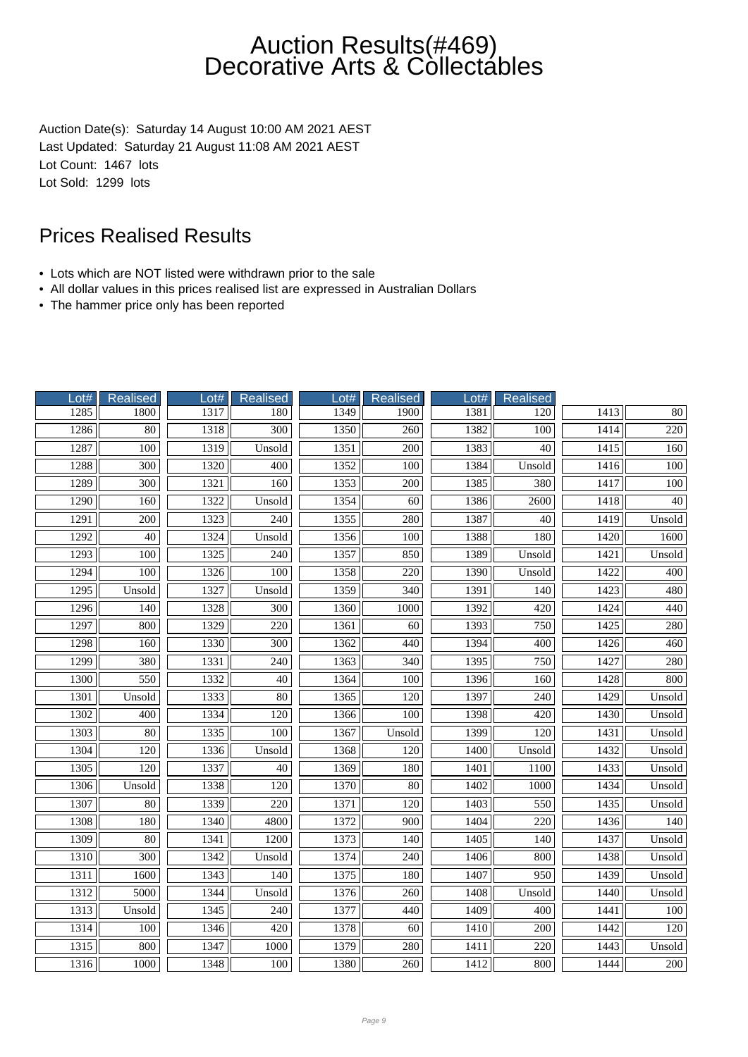# Auction Results(#469)
# Decorative Arts & Collectables

Auction Date(s): Saturday 14 August 10:00 AM 2021 AEST
Last Updated: Saturday 21 August 11:08 AM 2021 AEST
Lot Count: 1467 lots
Lot Sold: 1299 lots

## Prices Realised Results

- Lots which are NOT listed were withdrawn prior to the sale
- All dollar values in this prices realised list are expressed in Australian Dollars
- The hammer price only has been reported

| Lot# | Realised | Lot# | Realised | Lot# | Realised | Lot# | Realised | Lot# | Realised |
|---|---|---|---|---|---|---|---|---|---|
| 1285 | 1800 | 1317 | 180 | 1349 | 1900 | 1381 | 120 | 1413 | 80 |
| 1286 | 80 | 1318 | 300 | 1350 | 260 | 1382 | 100 | 1414 | 220 |
| 1287 | 100 | 1319 | Unsold | 1351 | 200 | 1383 | 40 | 1415 | 160 |
| 1288 | 300 | 1320 | 400 | 1352 | 100 | 1384 | Unsold | 1416 | 100 |
| 1289 | 300 | 1321 | 160 | 1353 | 200 | 1385 | 380 | 1417 | 100 |
| 1290 | 160 | 1322 | Unsold | 1354 | 60 | 1386 | 2600 | 1418 | 40 |
| 1291 | 200 | 1323 | 240 | 1355 | 280 | 1387 | 40 | 1419 | Unsold |
| 1292 | 40 | 1324 | Unsold | 1356 | 100 | 1388 | 180 | 1420 | 1600 |
| 1293 | 100 | 1325 | 240 | 1357 | 850 | 1389 | Unsold | 1421 | Unsold |
| 1294 | 100 | 1326 | 100 | 1358 | 220 | 1390 | Unsold | 1422 | 400 |
| 1295 | Unsold | 1327 | Unsold | 1359 | 340 | 1391 | 140 | 1423 | 480 |
| 1296 | 140 | 1328 | 300 | 1360 | 1000 | 1392 | 420 | 1424 | 440 |
| 1297 | 800 | 1329 | 220 | 1361 | 60 | 1393 | 750 | 1425 | 280 |
| 1298 | 160 | 1330 | 300 | 1362 | 440 | 1394 | 400 | 1426 | 460 |
| 1299 | 380 | 1331 | 240 | 1363 | 340 | 1395 | 750 | 1427 | 280 |
| 1300 | 550 | 1332 | 40 | 1364 | 100 | 1396 | 160 | 1428 | 800 |
| 1301 | Unsold | 1333 | 80 | 1365 | 120 | 1397 | 240 | 1429 | Unsold |
| 1302 | 400 | 1334 | 120 | 1366 | 100 | 1398 | 420 | 1430 | Unsold |
| 1303 | 80 | 1335 | 100 | 1367 | Unsold | 1399 | 120 | 1431 | Unsold |
| 1304 | 120 | 1336 | Unsold | 1368 | 120 | 1400 | Unsold | 1432 | Unsold |
| 1305 | 120 | 1337 | 40 | 1369 | 180 | 1401 | 1100 | 1433 | Unsold |
| 1306 | Unsold | 1338 | 120 | 1370 | 80 | 1402 | 1000 | 1434 | Unsold |
| 1307 | 80 | 1339 | 220 | 1371 | 120 | 1403 | 550 | 1435 | Unsold |
| 1308 | 180 | 1340 | 4800 | 1372 | 900 | 1404 | 220 | 1436 | 140 |
| 1309 | 80 | 1341 | 1200 | 1373 | 140 | 1405 | 140 | 1437 | Unsold |
| 1310 | 300 | 1342 | Unsold | 1374 | 240 | 1406 | 800 | 1438 | Unsold |
| 1311 | 1600 | 1343 | 140 | 1375 | 180 | 1407 | 950 | 1439 | Unsold |
| 1312 | 5000 | 1344 | Unsold | 1376 | 260 | 1408 | Unsold | 1440 | Unsold |
| 1313 | Unsold | 1345 | 240 | 1377 | 440 | 1409 | 400 | 1441 | 100 |
| 1314 | 100 | 1346 | 420 | 1378 | 60 | 1410 | 200 | 1442 | 120 |
| 1315 | 800 | 1347 | 1000 | 1379 | 280 | 1411 | 220 | 1443 | Unsold |
| 1316 | 1000 | 1348 | 100 | 1380 | 260 | 1412 | 800 | 1444 | 200 |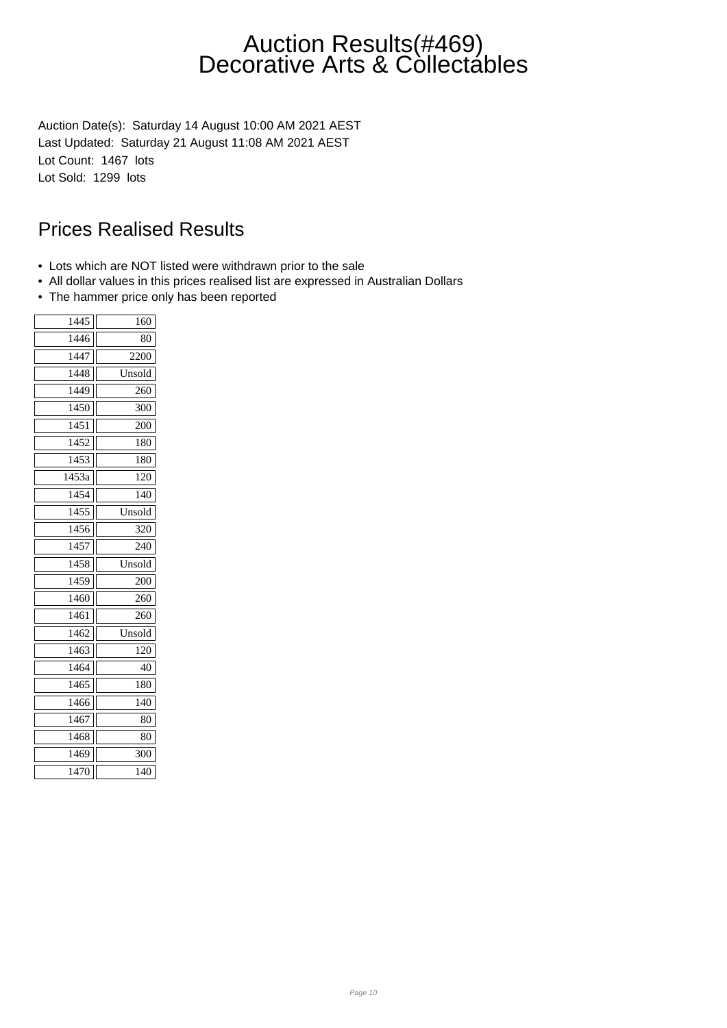# Auction Results(#469)
# Decorative Arts & Collectables

Auction Date(s): Saturday 14 August 10:00 AM 2021 AEST
Last Updated: Saturday 21 August 11:08 AM 2021 AEST
Lot Count: 1467 lots
Lot Sold: 1299 lots

## Prices Realised Results

- Lots which are NOT listed were withdrawn prior to the sale
- All dollar values in this prices realised list are expressed in Australian Dollars
- The hammer price only has been reported

| | |
|---|---|
| 1445 | 160 |
| 1446 | 80 |
| 1447 | 2200 |
| 1448 | Unsold |
| 1449 | 260 |
| 1450 | 300 |
| 1451 | 200 |
| 1452 | 180 |
| 1453 | 180 |
| 1453a | 120 |
| 1454 | 140 |
| 1455 | Unsold |
| 1456 | 320 |
| 1457 | 240 |
| 1458 | Unsold |
| 1459 | 200 |
| 1460 | 260 |
| 1461 | 260 |
| 1462 | Unsold |
| 1463 | 120 |
| 1464 | 40 |
| 1465 | 180 |
| 1466 | 140 |
| 1467 | 80 |
| 1468 | 80 |
| 1469 | 300 |
| 1470 | 140 |